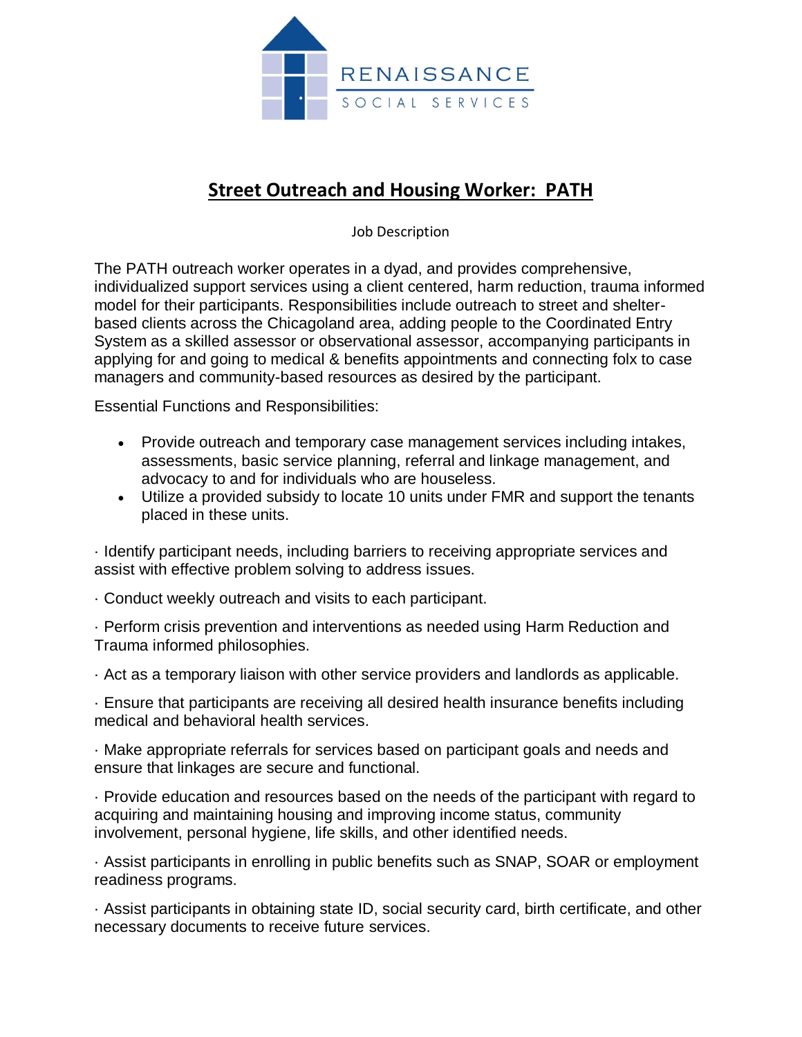RENAISSANCE

SOCIAL SERVICES

# Street Outreach and Housing Worker: PATH

Job Description

The PATH outreach worker operates in a dyad, and provides comprehensive, individualized support services using a client centered, harm reduction, trauma informed model for their participants. Responsibilities include outreach to street and shelter-based clients across the Chicagoland area, adding people to the Coordinated Entry System as a skilled assessor or observational assessor, accompanying participants in applying for and going to medical & benefits appointments and connecting folx to case managers and community-based resources as desired by the participant.

Essential Functions and Responsibilities:

- Provide outreach and temporary case management services including intakes, assessments, basic service planning, referral and linkage management, and advocacy to and for individuals who are houseless.
- Utilize a provided subsidy to locate 10 units under FMR and support the tenants placed in these units.

· Identify participant needs, including barriers to receiving appropriate services and assist with effective problem solving to address issues.

· Conduct weekly outreach and visits to each participant.

· Perform crisis prevention and interventions as needed using Harm Reduction and Trauma informed philosophies.

· Act as a temporary liaison with other service providers and landlords as applicable.

· Ensure that participants are receiving all desired health insurance benefits including medical and behavioral health services.

· Make appropriate referrals for services based on participant goals and needs and ensure that linkages are secure and functional.

· Provide education and resources based on the needs of the participant with regard to acquiring and maintaining housing and improving income status, community involvement, personal hygiene, life skills, and other identified needs.

· Assist participants in enrolling in public benefits such as SNAP, SOAR or employment readiness programs.

· Assist participants in obtaining state ID, social security card, birth certificate, and other necessary documents to receive future services.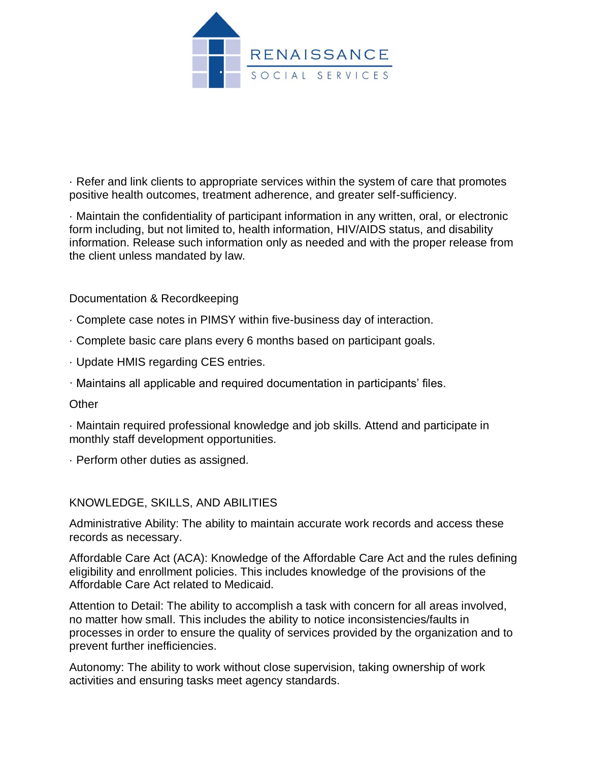· Refer and link clients to appropriate services within the system of care that promotes positive health outcomes, treatment adherence, and greater self-sufficiency.

· Maintain the confidentiality of participant information in any written, oral, or electronic form including, but not limited to, health information, HIV/AIDS status, and disability information. Release such information only as needed and with the proper release from the client unless mandated by law.

Documentation & Recordkeeping

· Complete case notes in PIMSY within five-business day of interaction.

· Complete basic care plans every 6 months based on participant goals.

· Update HMIS regarding CES entries.

· Maintains all applicable and required documentation in participants' files.

Other

· Maintain required professional knowledge and job skills. Attend and participate in monthly staff development opportunities.

· Perform other duties as assigned.

KNOWLEDGE, SKILLS, AND ABILITIES

Administrative Ability: The ability to maintain accurate work records and access these records as necessary.

Affordable Care Act (ACA): Knowledge of the Affordable Care Act and the rules defining eligibility and enrollment policies. This includes knowledge of the provisions of the Affordable Care Act related to Medicaid.

Attention to Detail: The ability to accomplish a task with concern for all areas involved, no matter how small. This includes the ability to notice inconsistencies/faults in processes in order to ensure the quality of services provided by the organization and to prevent further inefficiencies.

Autonomy: The ability to work without close supervision, taking ownership of work activities and ensuring tasks meet agency standards.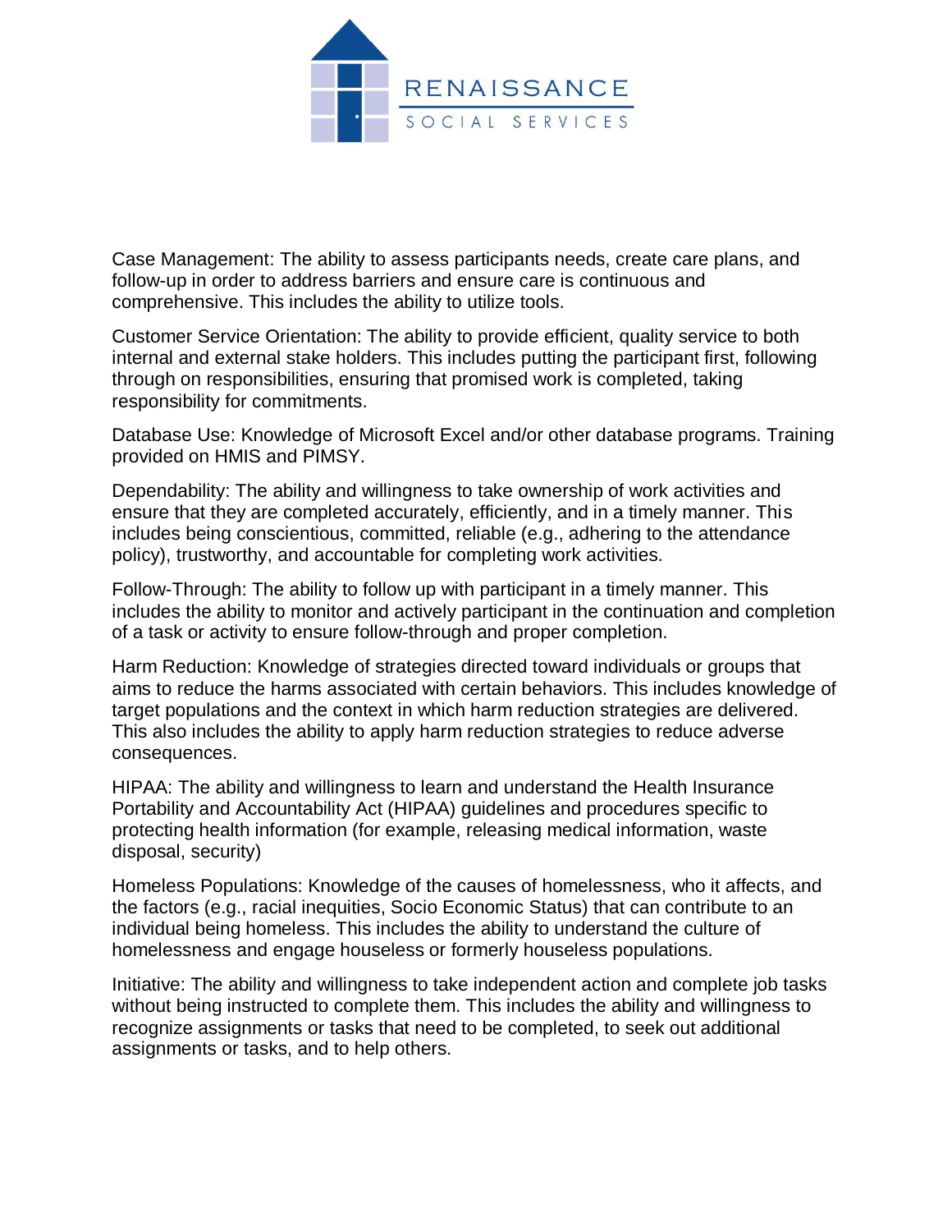Case Management: The ability to assess participants needs, create care plans, and follow-up in order to address barriers and ensure care is continuous and comprehensive. This includes the ability to utilize tools.

Customer Service Orientation: The ability to provide efficient, quality service to both internal and external stake holders. This includes putting the participant first, following through on responsibilities, ensuring that promised work is completed, taking responsibility for commitments.

Database Use: Knowledge of Microsoft Excel and/or other database programs. Training provided on HMIS and PIMSY.

Dependability: The ability and willingness to take ownership of work activities and ensure that they are completed accurately, efficiently, and in a timely manner. This includes being conscientious, committed, reliable (e.g., adhering to the attendance policy), trustworthy, and accountable for completing work activities.

Follow-Through: The ability to follow up with participant in a timely manner. This includes the ability to monitor and actively participant in the continuation and completion of a task or activity to ensure follow-through and proper completion.

Harm Reduction: Knowledge of strategies directed toward individuals or groups that aims to reduce the harms associated with certain behaviors. This includes knowledge of target populations and the context in which harm reduction strategies are delivered. This also includes the ability to apply harm reduction strategies to reduce adverse consequences.

HIPAA: The ability and willingness to learn and understand the Health Insurance Portability and Accountability Act (HIPAA) guidelines and procedures specific to protecting health information (for example, releasing medical information, waste disposal, security)

Homeless Populations: Knowledge of the causes of homelessness, who it affects, and the factors (e.g., racial inequities, Socio Economic Status) that can contribute to an individual being homeless. This includes the ability to understand the culture of homelessness and engage houseless or formerly houseless populations.

Initiative: The ability and willingness to take independent action and complete job tasks without being instructed to complete them. This includes the ability and willingness to recognize assignments or tasks that need to be completed, to seek out additional assignments or tasks, and to help others.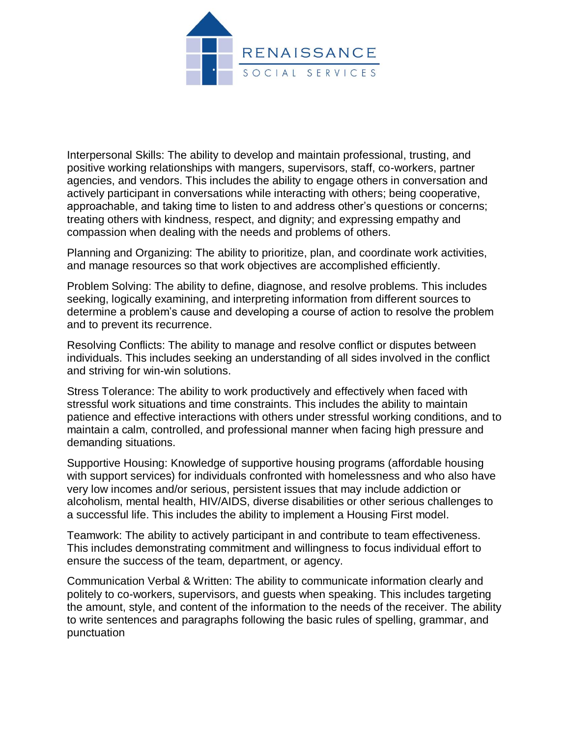Interpersonal Skills: The ability to develop and maintain professional, trusting, and positive working relationships with mangers, supervisors, staff, co-workers, partner agencies, and vendors. This includes the ability to engage others in conversation and actively participant in conversations while interacting with others; being cooperative, approachable, and taking time to listen to and address other's questions or concerns; treating others with kindness, respect, and dignity; and expressing empathy and compassion when dealing with the needs and problems of others.

Planning and Organizing: The ability to prioritize, plan, and coordinate work activities, and manage resources so that work objectives are accomplished efficiently.

Problem Solving: The ability to define, diagnose, and resolve problems. This includes seeking, logically examining, and interpreting information from different sources to determine a problem's cause and developing a course of action to resolve the problem and to prevent its recurrence.

Resolving Conflicts: The ability to manage and resolve conflict or disputes between individuals. This includes seeking an understanding of all sides involved in the conflict and striving for win-win solutions.

Stress Tolerance: The ability to work productively and effectively when faced with stressful work situations and time constraints. This includes the ability to maintain patience and effective interactions with others under stressful working conditions, and to maintain a calm, controlled, and professional manner when facing high pressure and demanding situations.

Supportive Housing: Knowledge of supportive housing programs (affordable housing with support services) for individuals confronted with homelessness and who also have very low incomes and/or serious, persistent issues that may include addiction or alcoholism, mental health, HIV/AIDS, diverse disabilities or other serious challenges to a successful life. This includes the ability to implement a Housing First model.

Teamwork: The ability to actively participant in and contribute to team effectiveness. This includes demonstrating commitment and willingness to focus individual effort to ensure the success of the team, department, or agency.

Communication Verbal & Written: The ability to communicate information clearly and politely to co-workers, supervisors, and guests when speaking. This includes targeting the amount, style, and content of the information to the needs of the receiver. The ability to write sentences and paragraphs following the basic rules of spelling, grammar, and punctuation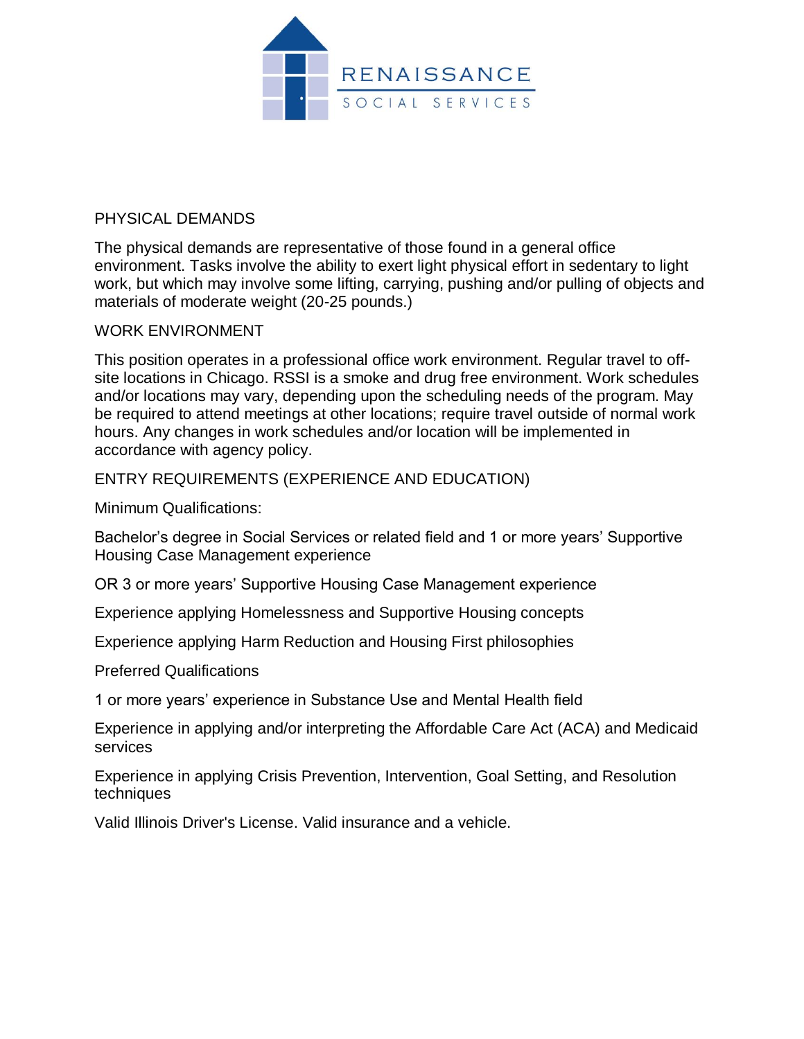## PHYSICAL DEMANDS

The physical demands are representative of those found in a general office environment. Tasks involve the ability to exert light physical effort in sedentary to light work, but which may involve some lifting, carrying, pushing and/or pulling of objects and materials of moderate weight (20-25 pounds.)

## WORK ENVIRONMENT

This position operates in a professional office work environment. Regular travel to off-site locations in Chicago. RSSI is a smoke and drug free environment. Work schedules and/or locations may vary, depending upon the scheduling needs of the program. May be required to attend meetings at other locations; require travel outside of normal work hours. Any changes in work schedules and/or location will be implemented in accordance with agency policy.

## ENTRY REQUIREMENTS (EXPERIENCE AND EDUCATION)

Minimum Qualifications:

Bachelor's degree in Social Services or related field and 1 or more years' Supportive Housing Case Management experience

OR 3 or more years' Supportive Housing Case Management experience

Experience applying Homelessness and Supportive Housing concepts

Experience applying Harm Reduction and Housing First philosophies

Preferred Qualifications

1 or more years' experience in Substance Use and Mental Health field

Experience in applying and/or interpreting the Affordable Care Act (ACA) and Medicaid services

Experience in applying Crisis Prevention, Intervention, Goal Setting, and Resolution techniques

Valid Illinois Driver's License. Valid insurance and a vehicle.